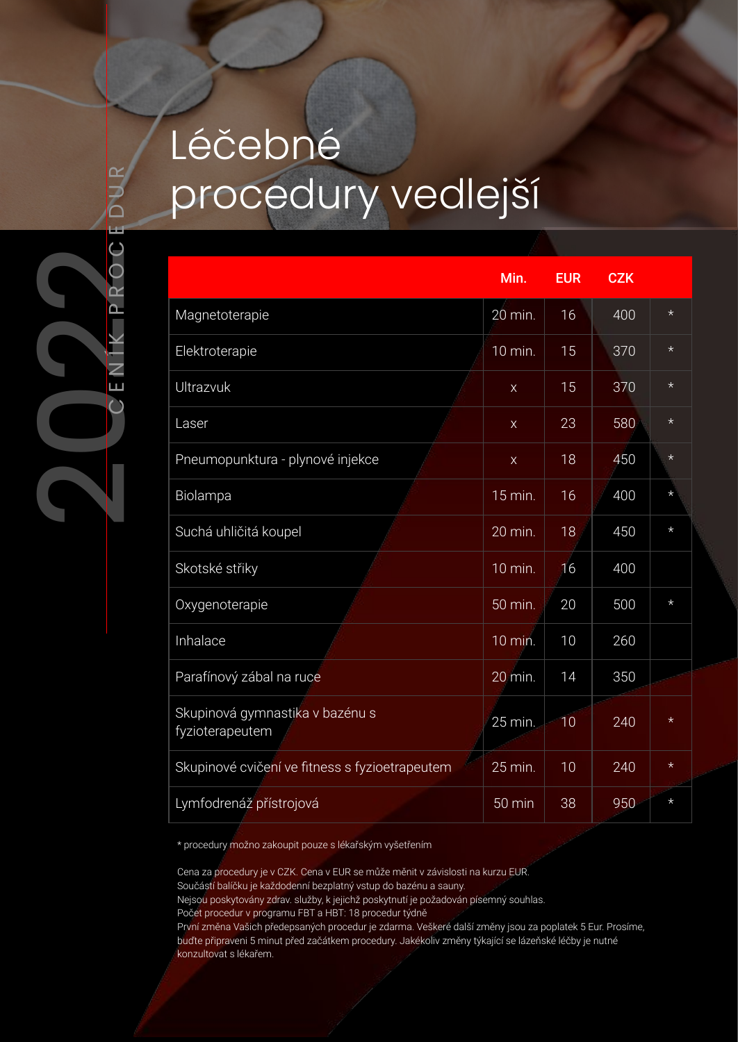# Léčebné procedury vedlejší

2022

CENÍK PROCEDUR

| | Min. | EUR | CZK | |
|---|---|---|---|---|
| Magnetoterapie | 20 min. | 16 | 400 | * |
| Elektroterapie | 10 min. | 15 | 370 | * |
| Ultrazvuk | x | 15 | 370 | * |
| Laser | x | 23 | 580 | * |
| Pneumopunktura - plynové injekce | x | 18 | 450 | * |
| Biolampa | 15 min. | 16 | 400 | * |
| Suchá uhličitá koupel | 20 min. | 18 | 450 | * |
| Skotské střiky | 10 min. | 16 | 400 | |
| Oxygenoterapie | 50 min. | 20 | 500 | * |
| Inhalace | 10 min. | 10 | 260 | |
| Parafínový zábal na ruce | 20 min. | 14 | 350 | |
| Skupinová gymnastika v bazénu s fyzioterapeutem | 25 min. | 10 | 240 | * |
| Skupinové cvičení ve fitness s fyzioetrapeutem | 25 min. | 10 | 240 | * |
| Lymfodrenáž přístrojová | 50 min | 38 | 950 | * |

* procedury možno zakoupit pouze s lékařským vyšetřením

Cena za procedury je v CZK. Cena v EUR se může měnit v závislosti na kurzu EUR.
Součástí balíčku je každodenní bezplatný vstup do bazénu a sauny.
Nejsou poskytovány zdrav. služby, k jejichž poskytnutí je požadován písemný souhlas.
Počet procedur v programu FBT a HBT: 18 procedur týdně
První změna Vašich předepsaných procedur je zdarma. Veškeré další změny jsou za poplatek 5 Eur. Prosíme, buďte připraveni 5 minut před začátkem procedury. Jakékoliv změny týkající se lázeňské léčby je nutné konzultovat s lékařem.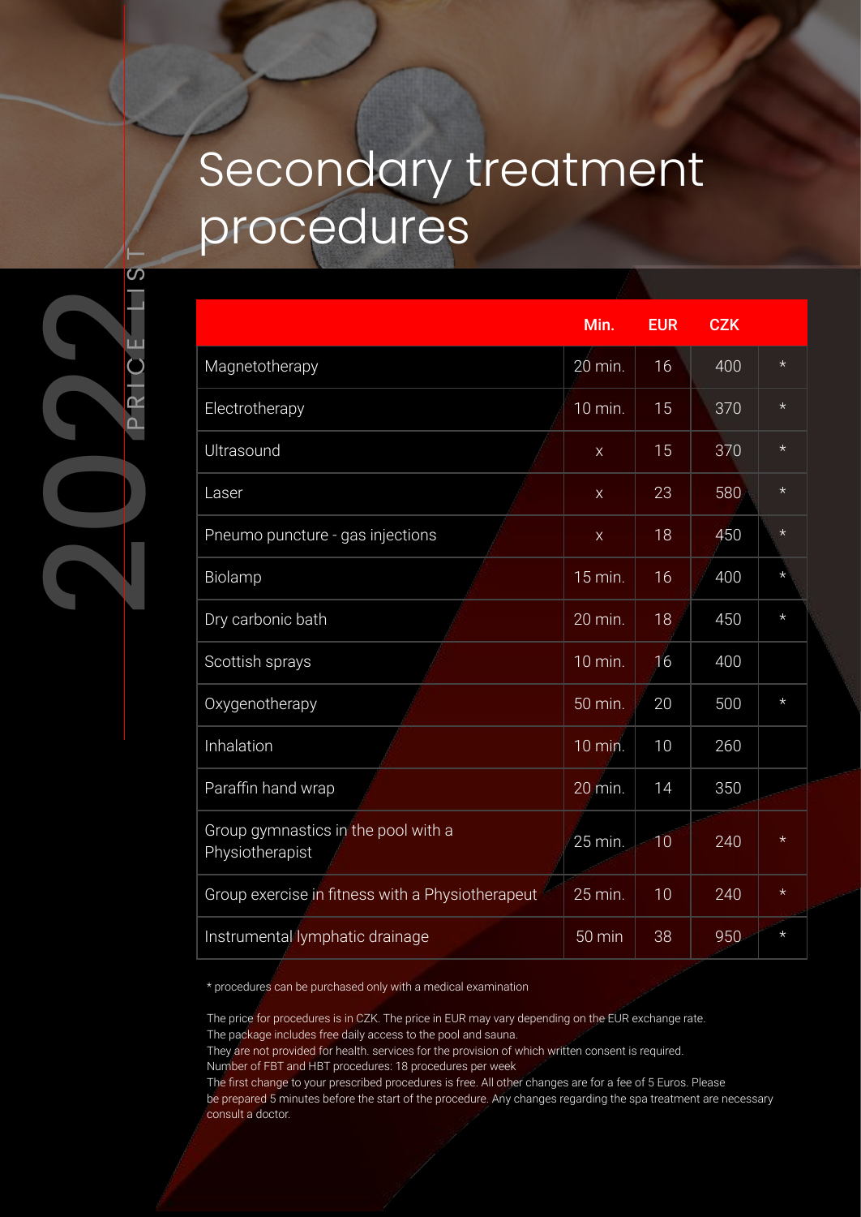# Secondary treatment procedures

2022 PRICE LIST

| | Min. | EUR | CZK | |
|---|---|---|---|---|
| Magnetotherapy | 20 min. | 16 | 400 | * |
| Electrotherapy | 10 min. | 15 | 370 | * |
| Ultrasound | x | 15 | 370 | * |
| Laser | x | 23 | 580 | * |
| Pneumo puncture - gas injections | x | 18 | 450 | * |
| Biolamp | 15 min. | 16 | 400 | * |
| Dry carbonic bath | 20 min. | 18 | 450 | * |
| Scottish sprays | 10 min. | 16 | 400 | |
| Oxygenotherapy | 50 min. | 20 | 500 | * |
| Inhalation | 10 min. | 10 | 260 | |
| Paraffin hand wrap | 20 min. | 14 | 350 | |
| Group gymnastics in the pool with a Physiotherapist | 25 min. | 10 | 240 | * |
| Group exercise in fitness with a Physiotherapeut | 25 min. | 10 | 240 | * |
| Instrumental lymphatic drainage | 50 min | 38 | 950 | * |

* procedures can be purchased only with a medical examination

The price for procedures is in CZK. The price in EUR may vary depending on the EUR exchange rate.
The package includes free daily access to the pool and sauna.
They are not provided for health. services for the provision of which written consent is required.
Number of FBT and HBT procedures: 18 procedures per week
The first change to your prescribed procedures is free. All other changes are for a fee of 5 Euros. Please be prepared 5 minutes before the start of the procedure. Any changes regarding the spa treatment are necessary consult a doctor.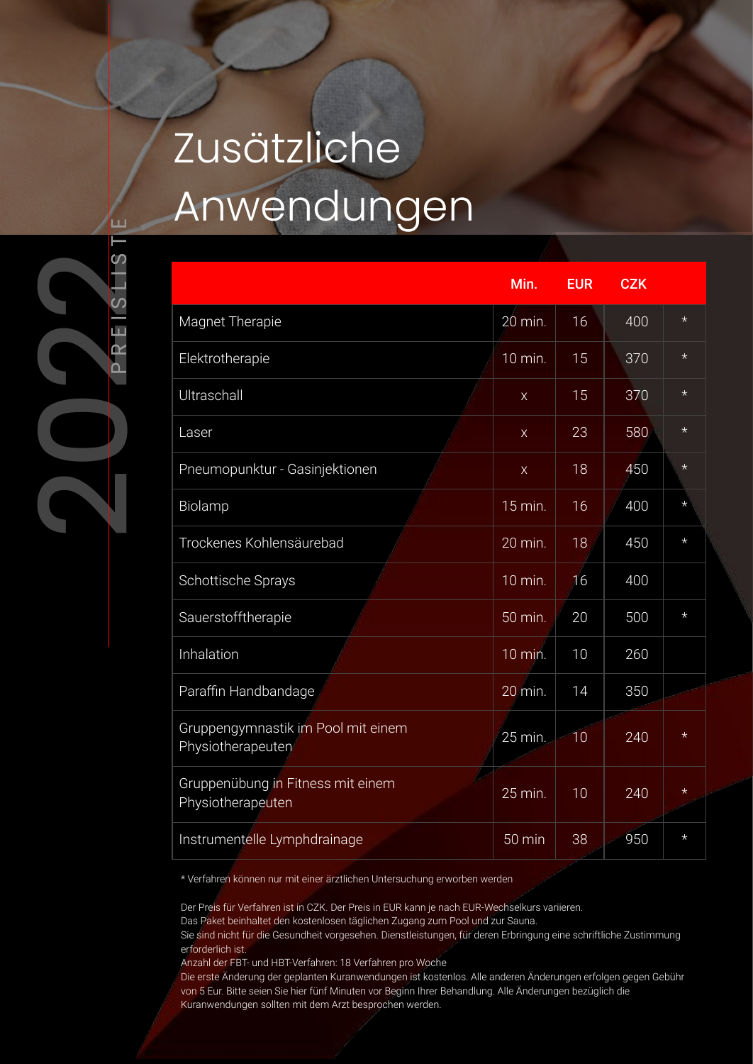# Zusätzliche Anwendungen

2022 PREISLISTE

| | Min. | EUR | CZK | |
|---|---|---|---|---|
| Magnet Therapie | 20 min. | 16 | 400 | * |
| Elektrotherapie | 10 min. | 15 | 370 | * |
| Ultraschall | x | 15 | 370 | * |
| Laser | x | 23 | 580 | * |
| Pneumopunktur - Gasinjektionen | x | 18 | 450 | * |
| Biolamp | 15 min. | 16 | 400 | * |
| Trockenes Kohlensäurebad | 20 min. | 18 | 450 | * |
| Schottische Sprays | 10 min. | 16 | 400 | |
| Sauerstofftherapie | 50 min. | 20 | 500 | * |
| Inhalation | 10 min. | 10 | 260 | |
| Paraffin Handbandage | 20 min. | 14 | 350 | |
| Gruppengymnastik im Pool mit einem Physiotherapeuten | 25 min. | 10 | 240 | * |
| Gruppenübung in Fitness mit einem Physiotherapeuten | 25 min. | 10 | 240 | * |
| Instrumentelle Lymphdrainage | 50 min | 38 | 950 | * |

* Verfahren können nur mit einer ärztlichen Untersuchung erworben werden

Der Preis für Verfahren ist in CZK. Der Preis in EUR kann je nach EUR-Wechselkurs variieren.
Das Paket beinhaltet den kostenlosen täglichen Zugang zum Pool und zur Sauna.
Sie sind nicht für die Gesundheit vorgesehen. Dienstleistungen, für deren Erbringung eine schriftliche Zustimmung erforderlich ist.
Anzahl der FBT- und HBT-Verfahren: 18 Verfahren pro Woche
Die erste Änderung der geplanten Kuranwendungen ist kostenlos. Alle anderen Änderungen erfolgen gegen Gebühr von 5 Eur. Bitte seien Sie hier fünf Minuten vor Beginn Ihrer Behandlung. Alle Änderungen bezüglich die Kuranwendungen sollten mit dem Arzt besprochen werden.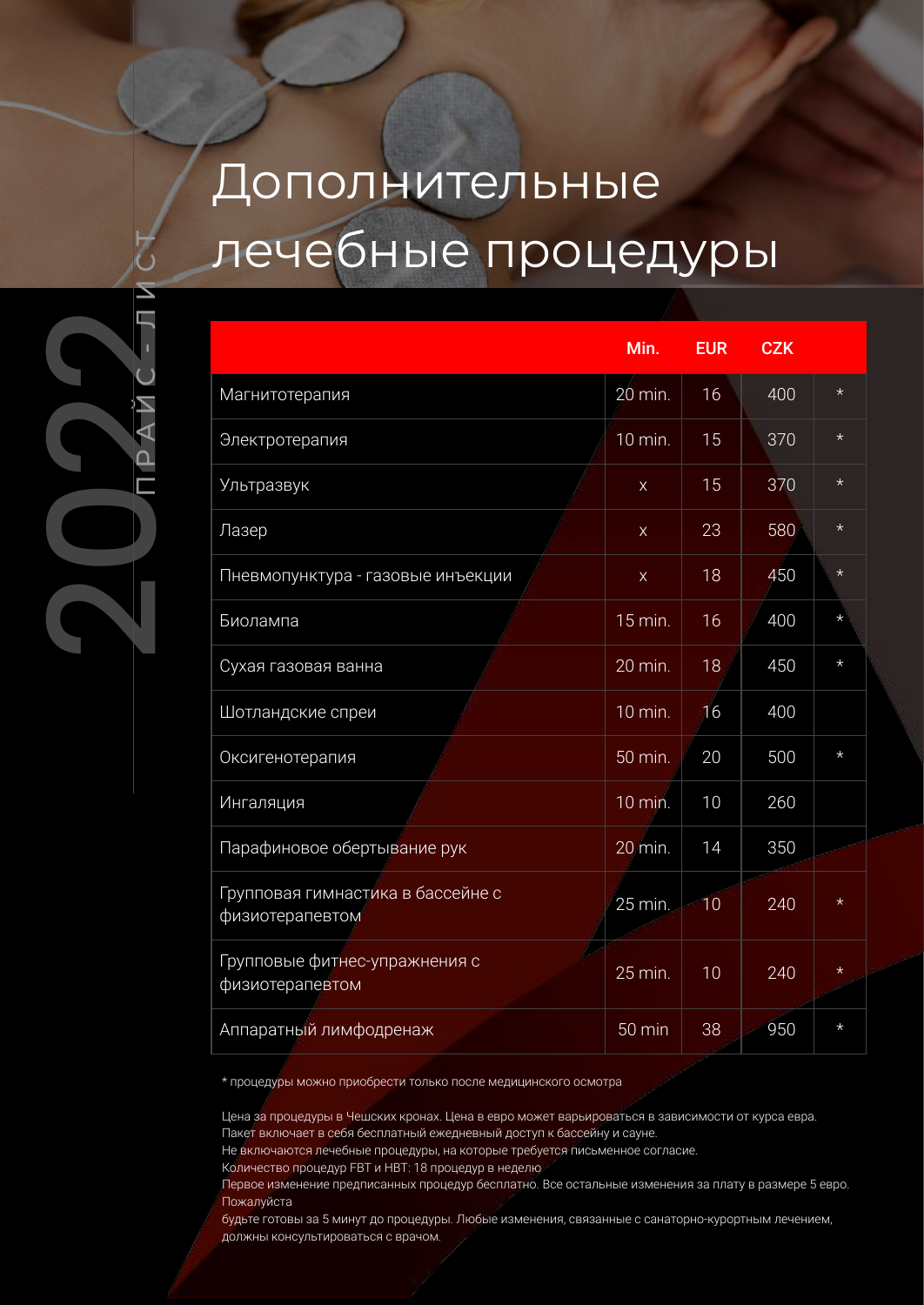# Дополнительные лечебные процедуры

2022 ПРАЙС - ЛИСТ

| | Min. | EUR | CZK | |
|---|---|---|---|---|
| Магнитотерапия | 20 min. | 16 | 400 | * |
| Электротерапия | 10 min. | 15 | 370 | * |
| Ультразвук | x | 15 | 370 | * |
| Лазер | x | 23 | 580 | * |
| Пневмопунктура - газовые инъекции | x | 18 | 450 | * |
| Биолампа | 15 min. | 16 | 400 | * |
| Сухая газовая ванна | 20 min. | 18 | 450 | * |
| Шотландские спреи | 10 min. | 16 | 400 | |
| Оксигенотерапия | 50 min. | 20 | 500 | * |
| Ингаляция | 10 min. | 10 | 260 | |
| Парафиновое обертывание рук | 20 min. | 14 | 350 | |
| Групповая гимнастика в бассейне с физиотерапевтом | 25 min. | 10 | 240 | * |
| Групповые фитнес-упражнения с физиотерапевтом | 25 min. | 10 | 240 | * |
| Аппаратный лимфодренаж | 50 min | 38 | 950 | * |

* процедуры можно приобрести только после медицинского осмотра

Цена за процедуры в Чешских кронах. Цена в евро может варьироваться в зависимости от курса евра.
Пакет включает в себя бесплатный ежедневный доступ к бассейну и сауне.
Не включаются лечебные процедуры, на которые требуется письменное согласие.
Количество процедур FBT и HBT: 18 процедур в неделю
Первое изменение предписанных процедур бесплатно. Все остальные изменения за плату в размере 5 евро. Пожалуйста
будьте готовы за 5 минут до процедуры. Любые изменения, связанные с санаторно-курортным лечением, должны консультироваться с врачом.